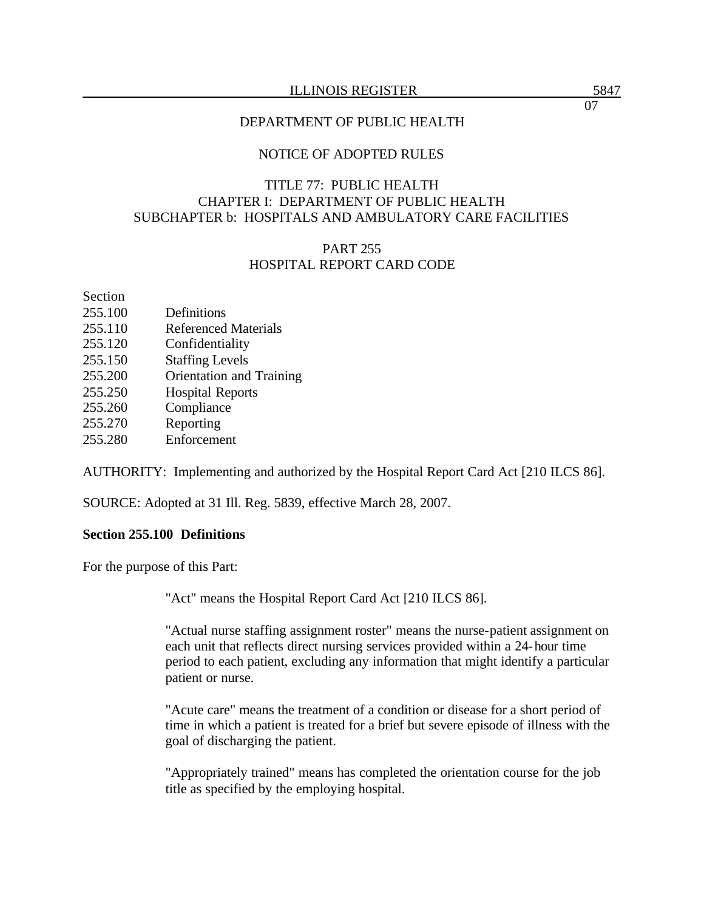DEPARTMENT OF PUBLIC HEALTH

NOTICE OF ADOPTED RULES

TITLE 77: PUBLIC HEALTH
CHAPTER I: DEPARTMENT OF PUBLIC HEALTH
SUBCHAPTER b: HOSPITALS AND AMBULATORY CARE FACILITIES

PART 255
HOSPITAL REPORT CARD CODE

Section
255.100 Definitions
255.110 Referenced Materials
255.120 Confidentiality
255.150 Staffing Levels
255.200 Orientation and Training
255.250 Hospital Reports
255.260 Compliance
255.270 Reporting
255.280 Enforcement

AUTHORITY: Implementing and authorized by the Hospital Report Card Act [210 ILCS 86].

SOURCE: Adopted at 31 Ill. Reg. 5839, effective March 28, 2007.

**Section 255.100 Definitions**

For the purpose of this Part:

"Act" means the Hospital Report Card Act [210 ILCS 86].

"Actual nurse staffing assignment roster" means the nurse-patient assignment on each unit that reflects direct nursing services provided within a 24-hour time period to each patient, excluding any information that might identify a particular patient or nurse.

"Acute care" means the treatment of a condition or disease for a short period of time in which a patient is treated for a brief but severe episode of illness with the goal of discharging the patient.

"Appropriately trained" means has completed the orientation course for the job title as specified by the employing hospital.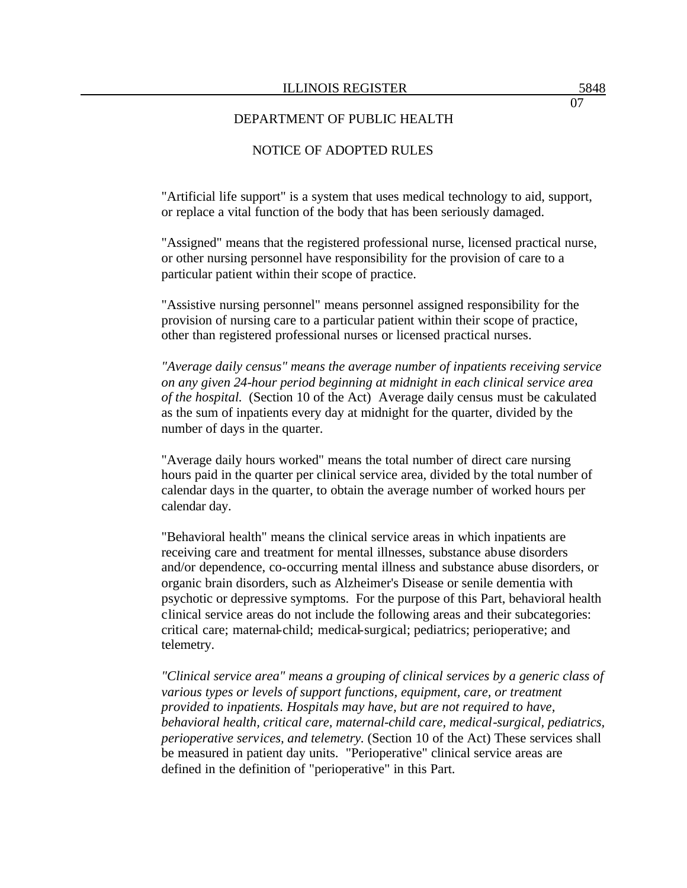"Artificial life support" is a system that uses medical technology to aid, support, or replace a vital function of the body that has been seriously damaged.

"Assigned" means that the registered professional nurse, licensed practical nurse, or other nursing personnel have responsibility for the provision of care to a particular patient within their scope of practice.

"Assistive nursing personnel" means personnel assigned responsibility for the provision of nursing care to a particular patient within their scope of practice, other than registered professional nurses or licensed practical nurses.

*"Average daily census" means the average number of inpatients receiving service on any given 24-hour period beginning at midnight in each clinical service area of the hospital.* (Section 10 of the Act) Average daily census must be calculated as the sum of inpatients every day at midnight for the quarter, divided by the number of days in the quarter.

"Average daily hours worked" means the total number of direct care nursing hours paid in the quarter per clinical service area, divided by the total number of calendar days in the quarter, to obtain the average number of worked hours per calendar day.

"Behavioral health" means the clinical service areas in which inpatients are receiving care and treatment for mental illnesses, substance abuse disorders and/or dependence, co-occurring mental illness and substance abuse disorders, or organic brain disorders, such as Alzheimer's Disease or senile dementia with psychotic or depressive symptoms. For the purpose of this Part, behavioral health clinical service areas do not include the following areas and their subcategories: critical care; maternal-child; medical-surgical; pediatrics; perioperative; and telemetry.

*"Clinical service area" means a grouping of clinical services by a generic class of various types or levels of support functions, equipment, care, or treatment provided to inpatients. Hospitals may have, but are not required to have, behavioral health, critical care, maternal-child care, medical-surgical, pediatrics, perioperative services, and telemetry.* (Section 10 of the Act) These services shall be measured in patient day units. "Perioperative" clinical service areas are defined in the definition of "perioperative" in this Part.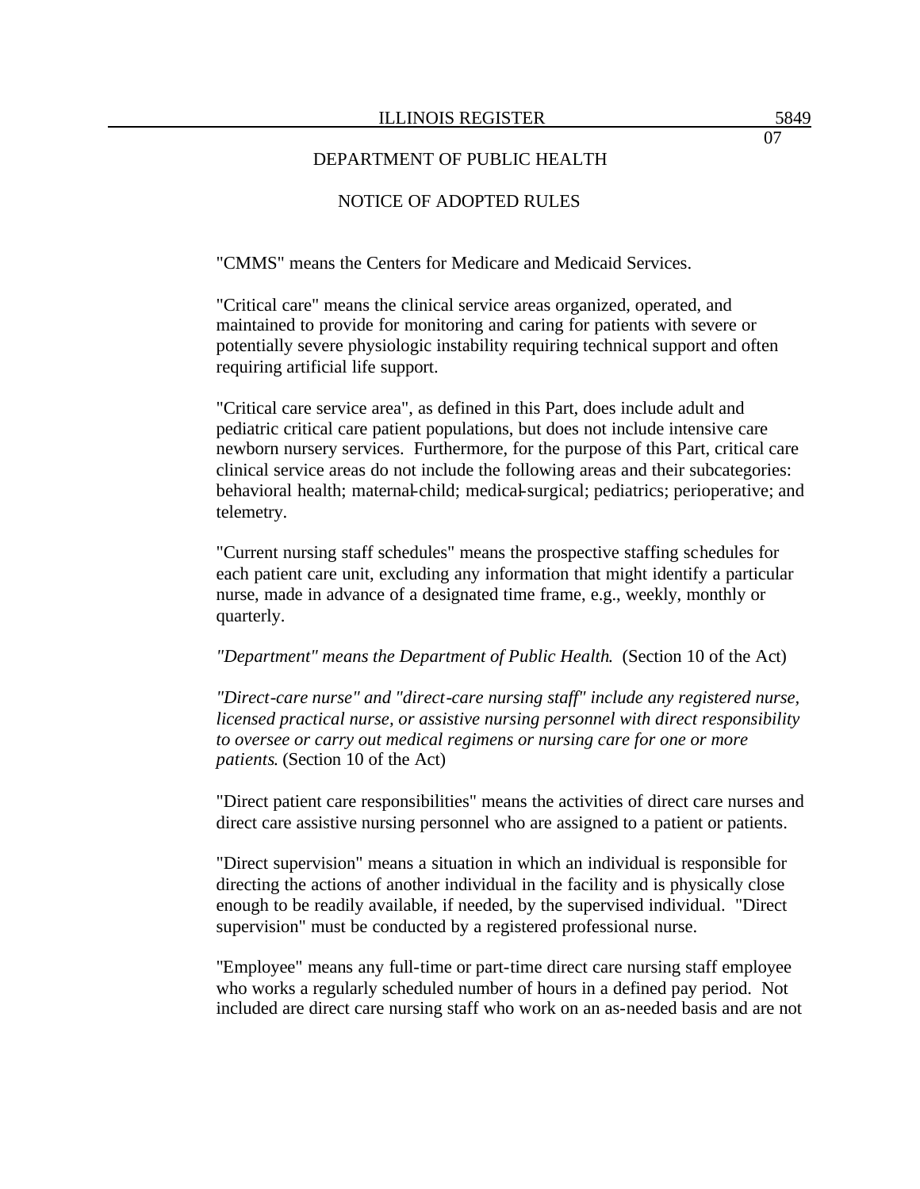"CMMS" means the Centers for Medicare and Medicaid Services.

"Critical care" means the clinical service areas organized, operated, and maintained to provide for monitoring and caring for patients with severe or potentially severe physiologic instability requiring technical support and often requiring artificial life support.

"Critical care service area", as defined in this Part, does include adult and pediatric critical care patient populations, but does not include intensive care newborn nursery services. Furthermore, for the purpose of this Part, critical care clinical service areas do not include the following areas and their subcategories: behavioral health; maternal-child; medical-surgical; pediatrics; perioperative; and telemetry.

"Current nursing staff schedules" means the prospective staffing schedules for each patient care unit, excluding any information that might identify a particular nurse, made in advance of a designated time frame, e.g., weekly, monthly or quarterly.

*"Department" means the Department of Public Health.* (Section 10 of the Act)

*"Direct-care nurse" and "direct-care nursing staff" include any registered nurse, licensed practical nurse, or assistive nursing personnel with direct responsibility to oversee or carry out medical regimens or nursing care for one or more patients.* (Section 10 of the Act)

"Direct patient care responsibilities" means the activities of direct care nurses and direct care assistive nursing personnel who are assigned to a patient or patients.

"Direct supervision" means a situation in which an individual is responsible for directing the actions of another individual in the facility and is physically close enough to be readily available, if needed, by the supervised individual. "Direct supervision" must be conducted by a registered professional nurse.

"Employee" means any full-time or part-time direct care nursing staff employee who works a regularly scheduled number of hours in a defined pay period. Not included are direct care nursing staff who work on an as-needed basis and are not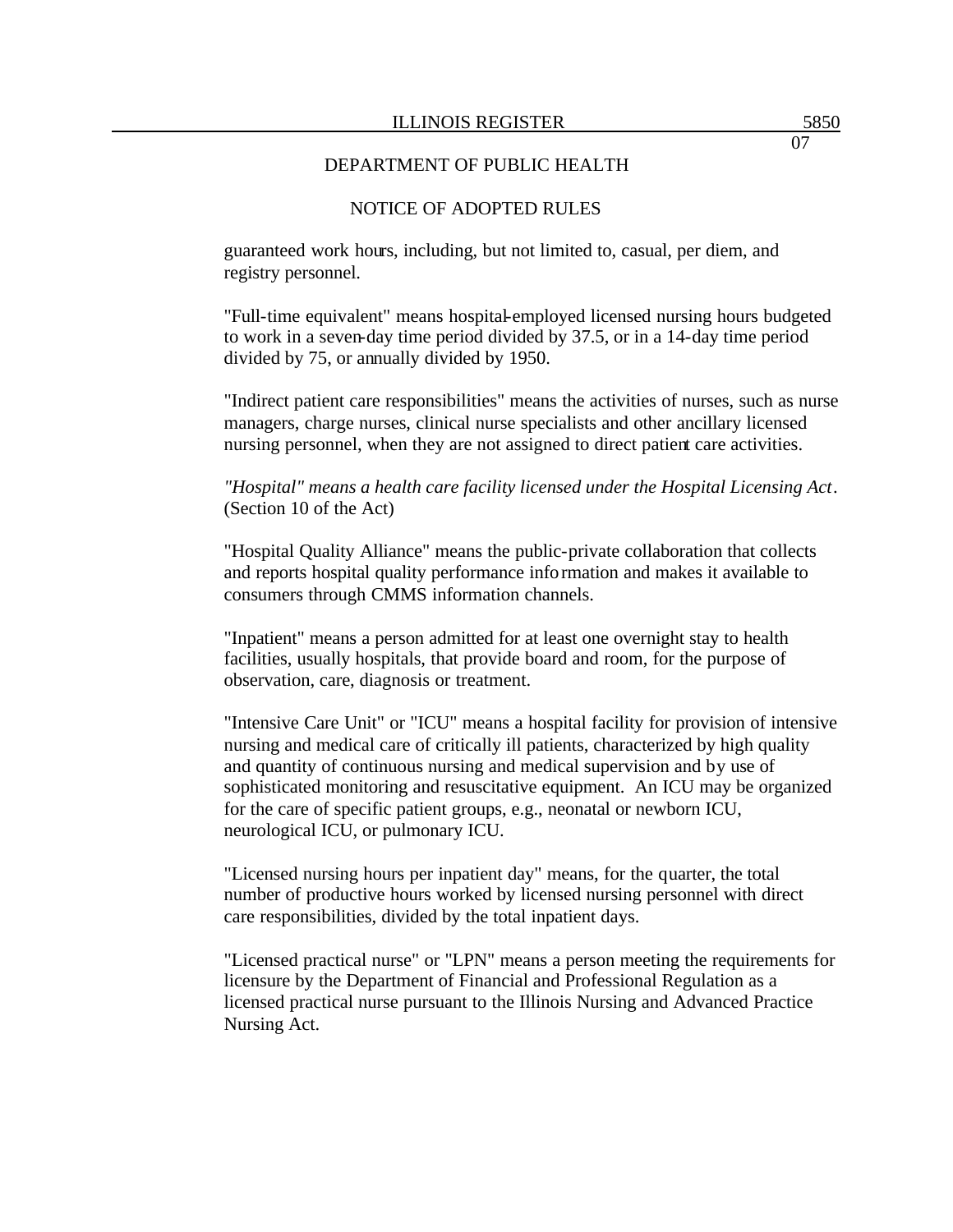guaranteed work hours, including, but not limited to, casual, per diem, and registry personnel.

"Full-time equivalent" means hospital-employed licensed nursing hours budgeted to work in a seven-day time period divided by 37.5, or in a 14-day time period divided by 75, or annually divided by 1950.

"Indirect patient care responsibilities" means the activities of nurses, such as nurse managers, charge nurses, clinical nurse specialists and other ancillary licensed nursing personnel, when they are not assigned to direct patient care activities.

*"Hospital" means a health care facility licensed under the Hospital Licensing Act*. (Section 10 of the Act)

"Hospital Quality Alliance" means the public-private collaboration that collects and reports hospital quality performance information and makes it available to consumers through CMMS information channels.

"Inpatient" means a person admitted for at least one overnight stay to health facilities, usually hospitals, that provide board and room, for the purpose of observation, care, diagnosis or treatment.

"Intensive Care Unit" or "ICU" means a hospital facility for provision of intensive nursing and medical care of critically ill patients, characterized by high quality and quantity of continuous nursing and medical supervision and by use of sophisticated monitoring and resuscitative equipment. An ICU may be organized for the care of specific patient groups, e.g., neonatal or newborn ICU, neurological ICU, or pulmonary ICU.

"Licensed nursing hours per inpatient day" means, for the quarter, the total number of productive hours worked by licensed nursing personnel with direct care responsibilities, divided by the total inpatient days.

"Licensed practical nurse" or "LPN" means a person meeting the requirements for licensure by the Department of Financial and Professional Regulation as a licensed practical nurse pursuant to the Illinois Nursing and Advanced Practice Nursing Act.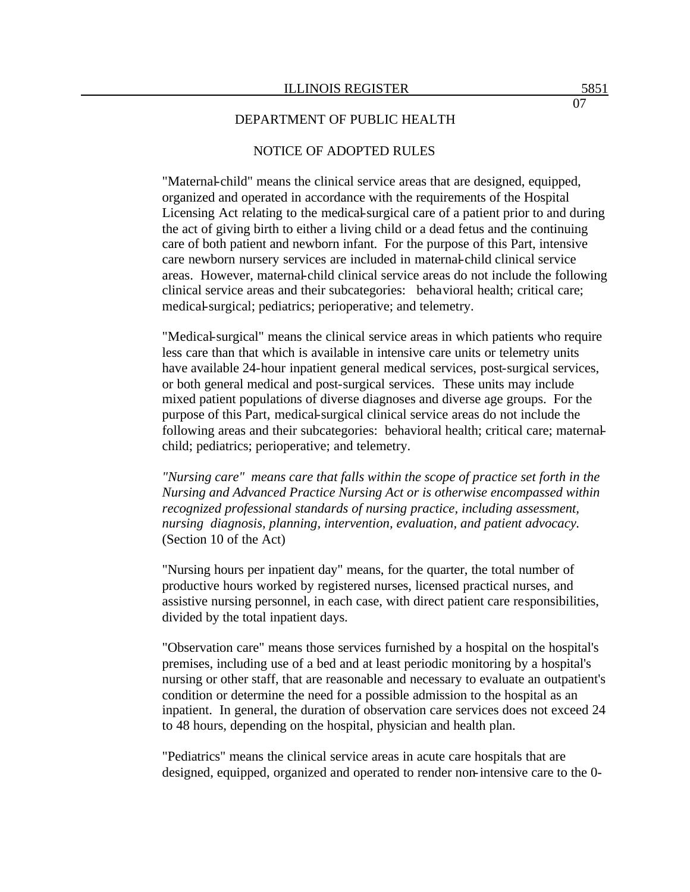DEPARTMENT OF PUBLIC HEALTH

NOTICE OF ADOPTED RULES

"Maternal-child" means the clinical service areas that are designed, equipped, organized and operated in accordance with the requirements of the Hospital Licensing Act relating to the medical-surgical care of a patient prior to and during the act of giving birth to either a living child or a dead fetus and the continuing care of both patient and newborn infant. For the purpose of this Part, intensive care newborn nursery services are included in maternal-child clinical service areas. However, maternal-child clinical service areas do not include the following clinical service areas and their subcategories: behavioral health; critical care; medical-surgical; pediatrics; perioperative; and telemetry.

"Medical-surgical" means the clinical service areas in which patients who require less care than that which is available in intensive care units or telemetry units have available 24-hour inpatient general medical services, post-surgical services, or both general medical and post-surgical services. These units may include mixed patient populations of diverse diagnoses and diverse age groups. For the purpose of this Part, medical-surgical clinical service areas do not include the following areas and their subcategories: behavioral health; critical care; maternal-child; pediatrics; perioperative; and telemetry.

*"Nursing care" means care that falls within the scope of practice set forth in the Nursing and Advanced Practice Nursing Act or is otherwise encompassed within recognized professional standards of nursing practice, including assessment, nursing diagnosis, planning, intervention, evaluation, and patient advocacy.* (Section 10 of the Act)

"Nursing hours per inpatient day" means, for the quarter, the total number of productive hours worked by registered nurses, licensed practical nurses, and assistive nursing personnel, in each case, with direct patient care responsibilities, divided by the total inpatient days.

"Observation care" means those services furnished by a hospital on the hospital's premises, including use of a bed and at least periodic monitoring by a hospital's nursing or other staff, that are reasonable and necessary to evaluate an outpatient's condition or determine the need for a possible admission to the hospital as an inpatient. In general, the duration of observation care services does not exceed 24 to 48 hours, depending on the hospital, physician and health plan.

"Pediatrics" means the clinical service areas in acute care hospitals that are designed, equipped, organized and operated to render non-intensive care to the 0-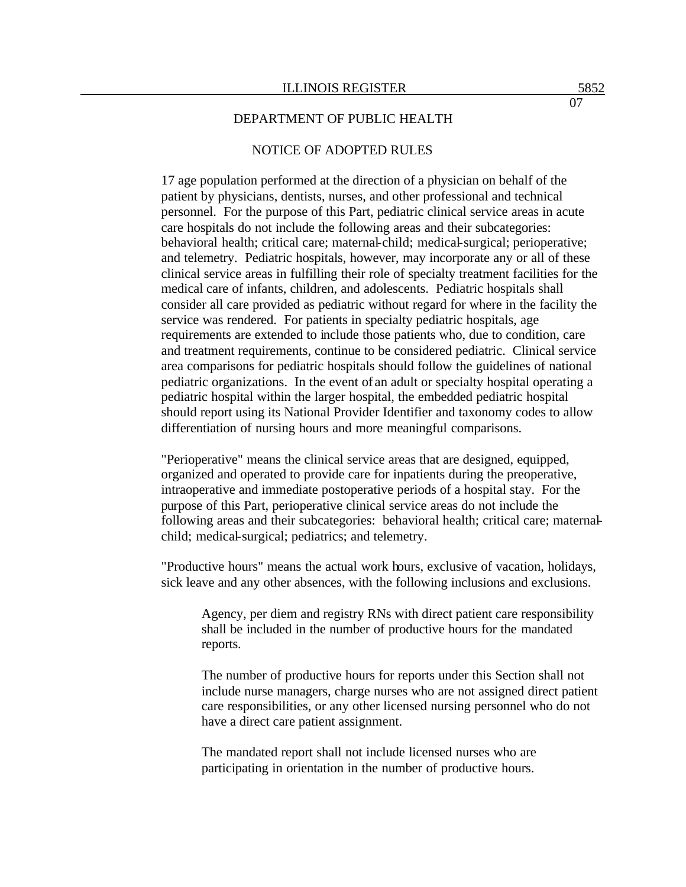17 age population performed at the direction of a physician on behalf of the patient by physicians, dentists, nurses, and other professional and technical personnel. For the purpose of this Part, pediatric clinical service areas in acute care hospitals do not include the following areas and their subcategories: behavioral health; critical care; maternal-child; medical-surgical; perioperative; and telemetry. Pediatric hospitals, however, may incorporate any or all of these clinical service areas in fulfilling their role of specialty treatment facilities for the medical care of infants, children, and adolescents. Pediatric hospitals shall consider all care provided as pediatric without regard for where in the facility the service was rendered. For patients in specialty pediatric hospitals, age requirements are extended to include those patients who, due to condition, care and treatment requirements, continue to be considered pediatric. Clinical service area comparisons for pediatric hospitals should follow the guidelines of national pediatric organizations. In the event of an adult or specialty hospital operating a pediatric hospital within the larger hospital, the embedded pediatric hospital should report using its National Provider Identifier and taxonomy codes to allow differentiation of nursing hours and more meaningful comparisons.

"Perioperative" means the clinical service areas that are designed, equipped, organized and operated to provide care for inpatients during the preoperative, intraoperative and immediate postoperative periods of a hospital stay. For the purpose of this Part, perioperative clinical service areas do not include the following areas and their subcategories: behavioral health; critical care; maternal-child; medical-surgical; pediatrics; and telemetry.

"Productive hours" means the actual work hours, exclusive of vacation, holidays, sick leave and any other absences, with the following inclusions and exclusions.

> Agency, per diem and registry RNs with direct patient care responsibility shall be included in the number of productive hours for the mandated reports.
>
> The number of productive hours for reports under this Section shall not include nurse managers, charge nurses who are not assigned direct patient care responsibilities, or any other licensed nursing personnel who do not have a direct care patient assignment.
>
> The mandated report shall not include licensed nurses who are participating in orientation in the number of productive hours.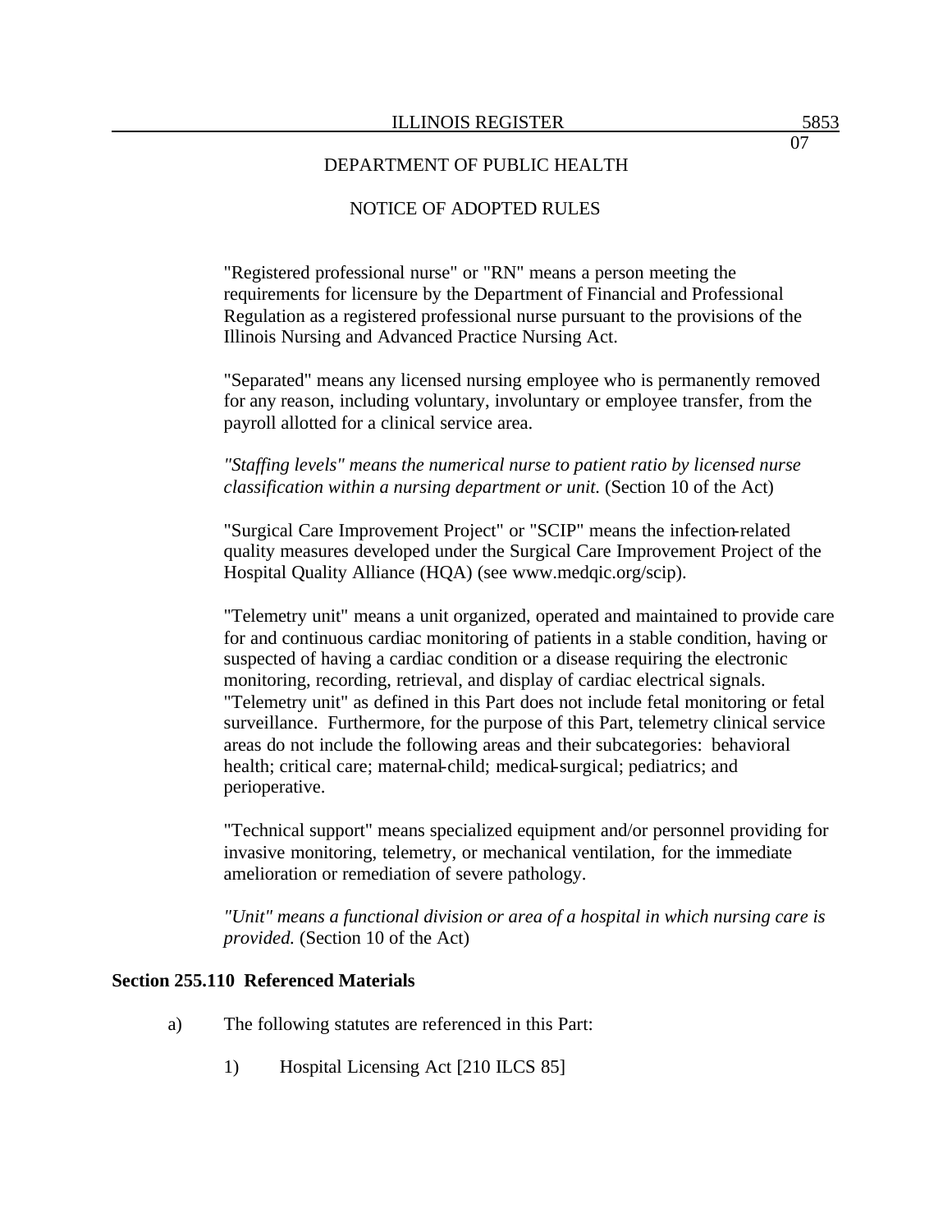"Registered professional nurse" or "RN" means a person meeting the requirements for licensure by the Department of Financial and Professional Regulation as a registered professional nurse pursuant to the provisions of the Illinois Nursing and Advanced Practice Nursing Act.

"Separated" means any licensed nursing employee who is permanently removed for any reason, including voluntary, involuntary or employee transfer, from the payroll allotted for a clinical service area.

*"Staffing levels" means the numerical nurse to patient ratio by licensed nurse classification within a nursing department or unit.* (Section 10 of the Act)

"Surgical Care Improvement Project" or "SCIP" means the infection-related quality measures developed under the Surgical Care Improvement Project of the Hospital Quality Alliance (HQA) (see www.medqic.org/scip).

"Telemetry unit" means a unit organized, operated and maintained to provide care for and continuous cardiac monitoring of patients in a stable condition, having or suspected of having a cardiac condition or a disease requiring the electronic monitoring, recording, retrieval, and display of cardiac electrical signals. "Telemetry unit" as defined in this Part does not include fetal monitoring or fetal surveillance. Furthermore, for the purpose of this Part, telemetry clinical service areas do not include the following areas and their subcategories: behavioral health; critical care; maternal-child; medical-surgical; pediatrics; and perioperative.

"Technical support" means specialized equipment and/or personnel providing for invasive monitoring, telemetry, or mechanical ventilation, for the immediate amelioration or remediation of severe pathology.

*"Unit" means a functional division or area of a hospital in which nursing care is provided.* (Section 10 of the Act)

**Section 255.110 Referenced Materials**

a) The following statutes are referenced in this Part:

1) Hospital Licensing Act [210 ILCS 85]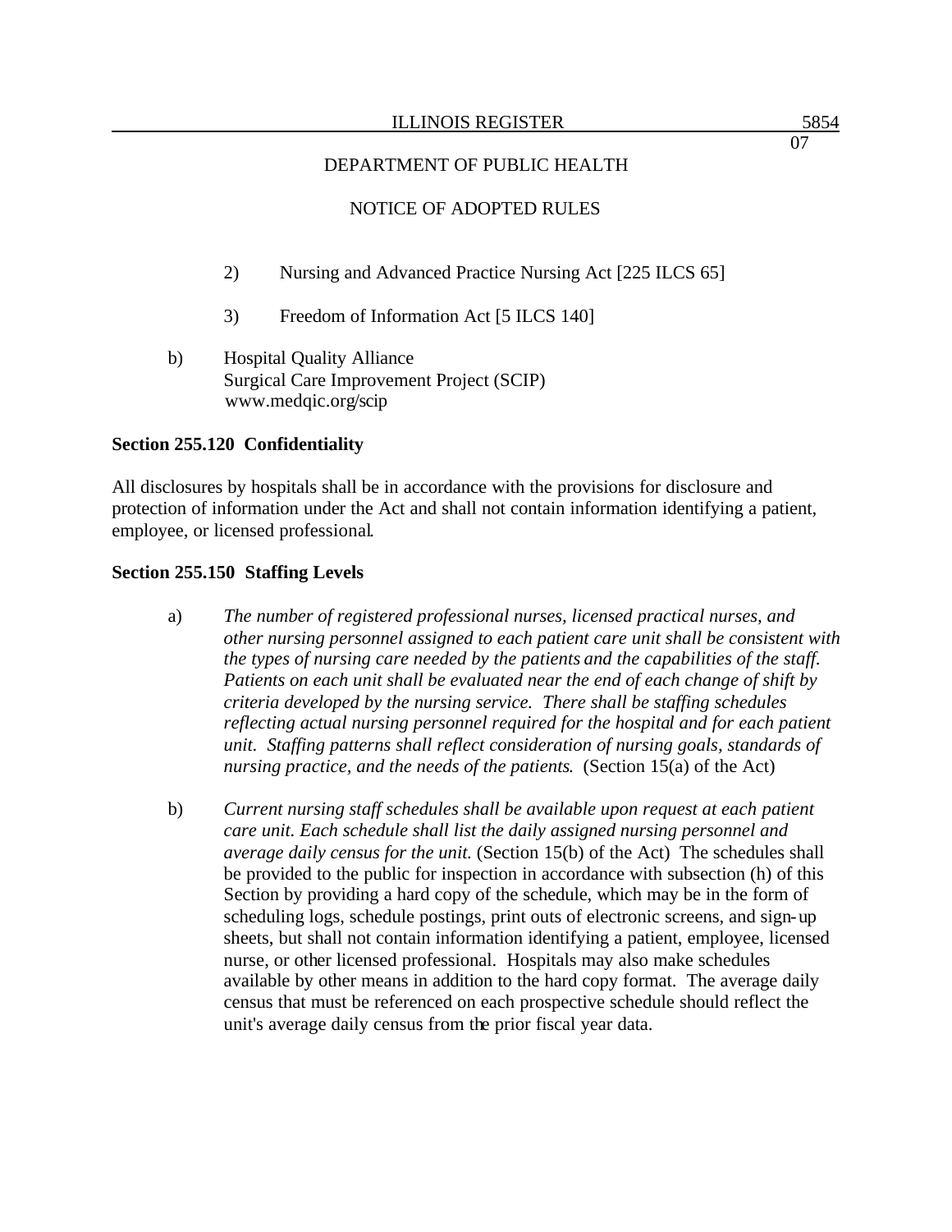DEPARTMENT OF PUBLIC HEALTH

NOTICE OF ADOPTED RULES

2) Nursing and Advanced Practice Nursing Act [225 ILCS 65]

3) Freedom of Information Act [5 ILCS 140]

b) Hospital Quality Alliance
Surgical Care Improvement Project (SCIP)
www.medqic.org/scip

**Section 255.120 Confidentiality**

All disclosures by hospitals shall be in accordance with the provisions for disclosure and protection of information under the Act and shall not contain information identifying a patient, employee, or licensed professional.

**Section 255.150 Staffing Levels**

a) *The number of registered professional nurses, licensed practical nurses, and other nursing personnel assigned to each patient care unit shall be consistent with the types of nursing care needed by the patients and the capabilities of the staff. Patients on each unit shall be evaluated near the end of each change of shift by criteria developed by the nursing service. There shall be staffing schedules reflecting actual nursing personnel required for the hospital and for each patient unit. Staffing patterns shall reflect consideration of nursing goals, standards of nursing practice, and the needs of the patients.* (Section 15(a) of the Act)

b) *Current nursing staff schedules shall be available upon request at each patient care unit. Each schedule shall list the daily assigned nursing personnel and average daily census for the unit.* (Section 15(b) of the Act) The schedules shall be provided to the public for inspection in accordance with subsection (h) of this Section by providing a hard copy of the schedule, which may be in the form of scheduling logs, schedule postings, print outs of electronic screens, and sign-up sheets, but shall not contain information identifying a patient, employee, licensed nurse, or other licensed professional. Hospitals may also make schedules available by other means in addition to the hard copy format. The average daily census that must be referenced on each prospective schedule should reflect the unit's average daily census from the prior fiscal year data.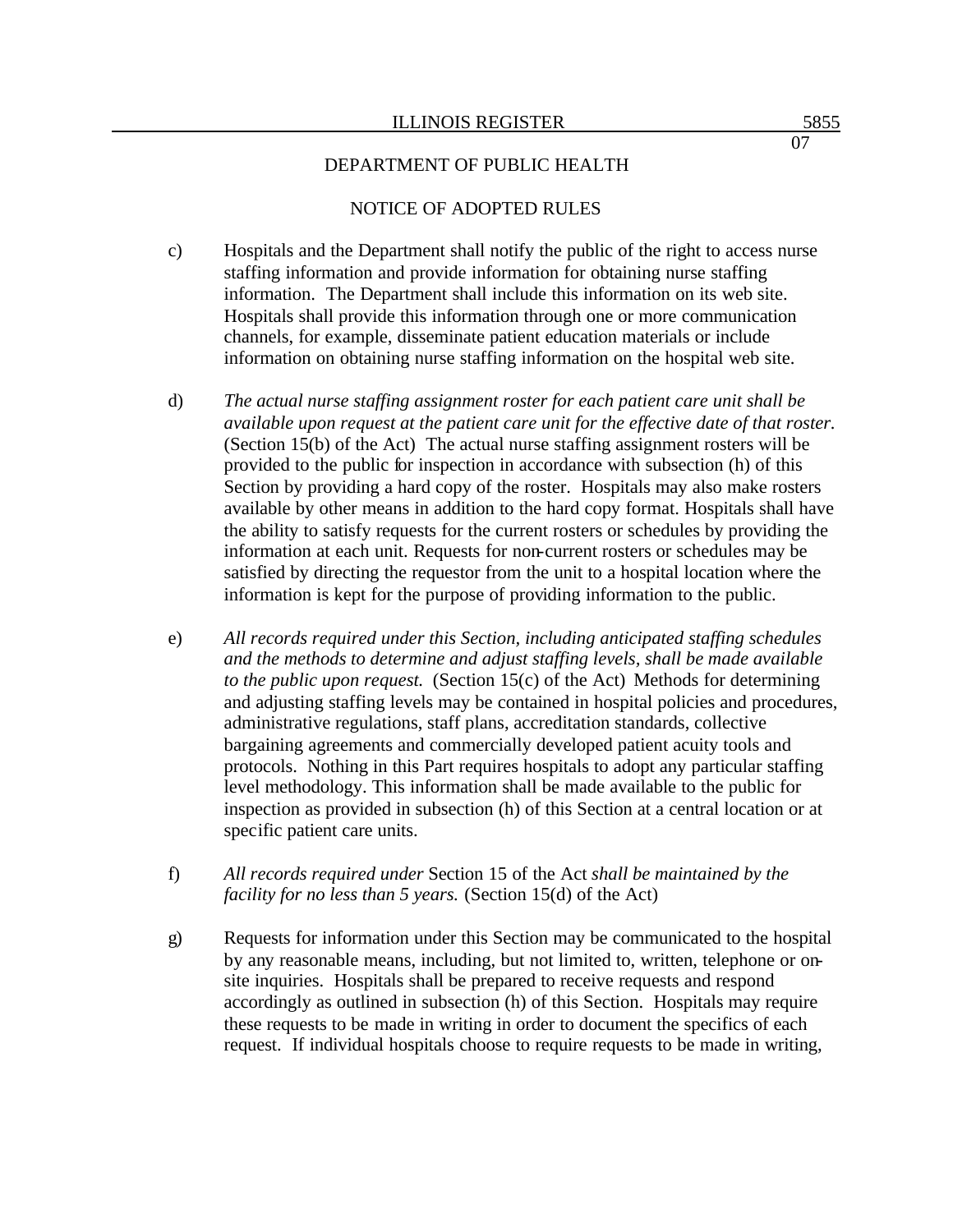DEPARTMENT OF PUBLIC HEALTH

NOTICE OF ADOPTED RULES

c) Hospitals and the Department shall notify the public of the right to access nurse staffing information and provide information for obtaining nurse staffing information. The Department shall include this information on its web site. Hospitals shall provide this information through one or more communication channels, for example, disseminate patient education materials or include information on obtaining nurse staffing information on the hospital web site.

d) *The actual nurse staffing assignment roster for each patient care unit shall be available upon request at the patient care unit for the effective date of that roster.* (Section 15(b) of the Act) The actual nurse staffing assignment rosters will be provided to the public for inspection in accordance with subsection (h) of this Section by providing a hard copy of the roster. Hospitals may also make rosters available by other means in addition to the hard copy format. Hospitals shall have the ability to satisfy requests for the current rosters or schedules by providing the information at each unit. Requests for non-current rosters or schedules may be satisfied by directing the requestor from the unit to a hospital location where the information is kept for the purpose of providing information to the public.

e) *All records required under this Section, including anticipated staffing schedules and the methods to determine and adjust staffing levels, shall be made available to the public upon request.* (Section 15(c) of the Act) Methods for determining and adjusting staffing levels may be contained in hospital policies and procedures, administrative regulations, staff plans, accreditation standards, collective bargaining agreements and commercially developed patient acuity tools and protocols. Nothing in this Part requires hospitals to adopt any particular staffing level methodology. This information shall be made available to the public for inspection as provided in subsection (h) of this Section at a central location or at specific patient care units.

f) *All records required under* Section 15 of the Act *shall be maintained by the facility for no less than 5 years.* (Section 15(d) of the Act)

g) Requests for information under this Section may be communicated to the hospital by any reasonable means, including, but not limited to, written, telephone or on-site inquiries. Hospitals shall be prepared to receive requests and respond accordingly as outlined in subsection (h) of this Section. Hospitals may require these requests to be made in writing in order to document the specifics of each request. If individual hospitals choose to require requests to be made in writing,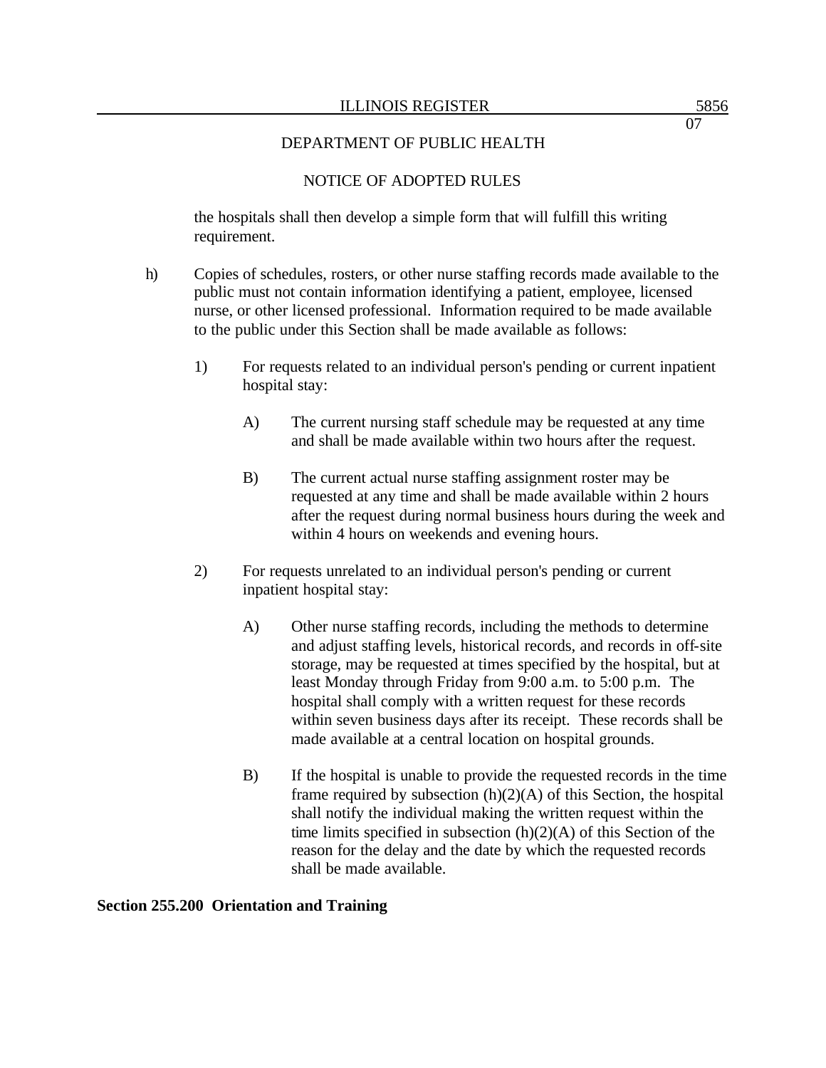the hospitals shall then develop a simple form that will fulfill this writing requirement.

h) Copies of schedules, rosters, or other nurse staffing records made available to the public must not contain information identifying a patient, employee, licensed nurse, or other licensed professional. Information required to be made available to the public under this Section shall be made available as follows:

1) For requests related to an individual person's pending or current inpatient hospital stay:

A) The current nursing staff schedule may be requested at any time and shall be made available within two hours after the request.

B) The current actual nurse staffing assignment roster may be requested at any time and shall be made available within 2 hours after the request during normal business hours during the week and within 4 hours on weekends and evening hours.

2) For requests unrelated to an individual person's pending or current inpatient hospital stay:

A) Other nurse staffing records, including the methods to determine and adjust staffing levels, historical records, and records in off-site storage, may be requested at times specified by the hospital, but at least Monday through Friday from 9:00 a.m. to 5:00 p.m. The hospital shall comply with a written request for these records within seven business days after its receipt. These records shall be made available at a central location on hospital grounds.

B) If the hospital is unable to provide the requested records in the time frame required by subsection (h)(2)(A) of this Section, the hospital shall notify the individual making the written request within the time limits specified in subsection (h)(2)(A) of this Section of the reason for the delay and the date by which the requested records shall be made available.

**Section 255.200 Orientation and Training**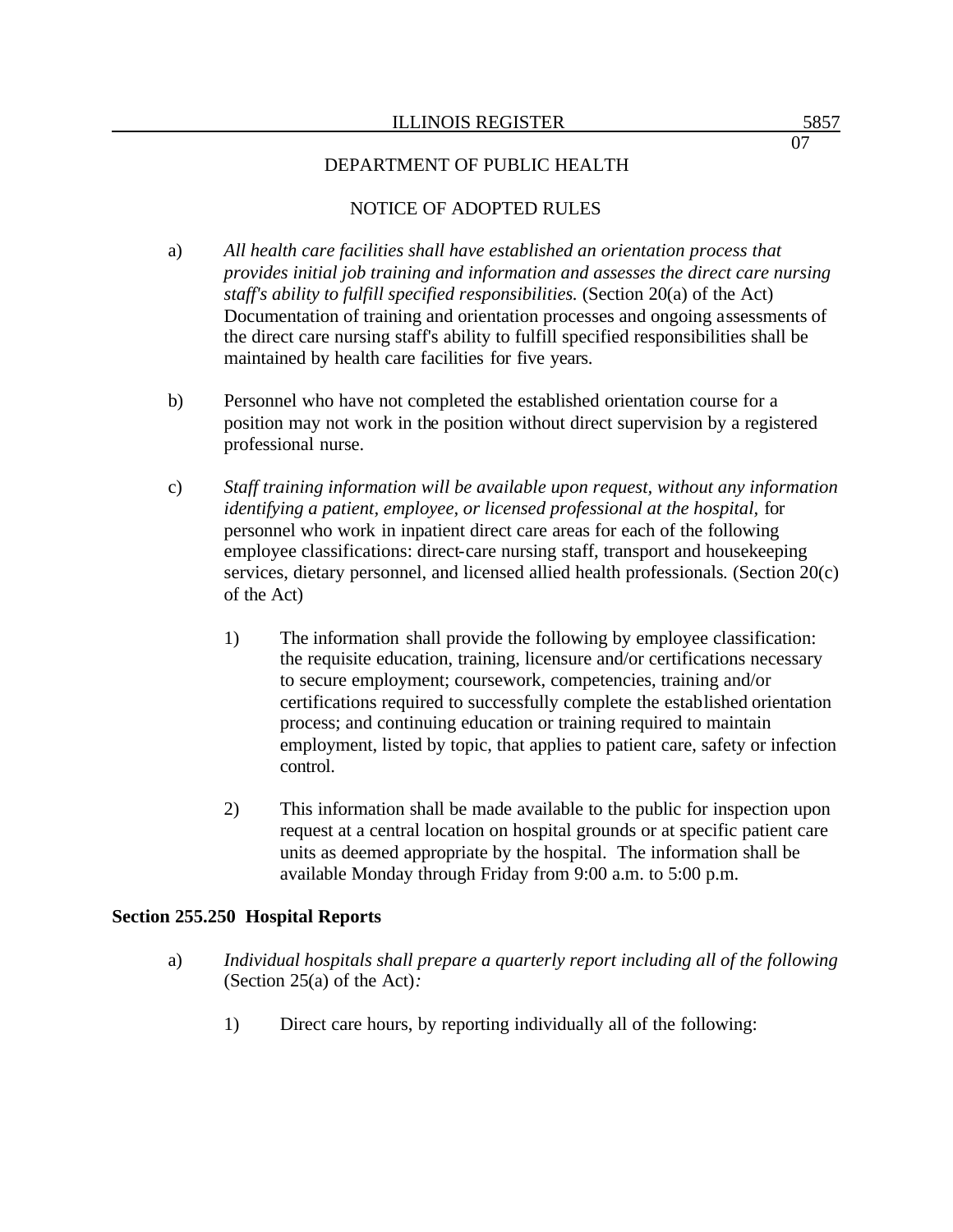a) *All health care facilities shall have established an orientation process that provides initial job training and information and assesses the direct care nursing staff's ability to fulfill specified responsibilities.* (Section 20(a) of the Act) Documentation of training and orientation processes and ongoing assessments of the direct care nursing staff's ability to fulfill specified responsibilities shall be maintained by health care facilities for five years.

b) Personnel who have not completed the established orientation course for a position may not work in the position without direct supervision by a registered professional nurse.

c) *Staff training information will be available upon request, without any information identifying a patient, employee, or licensed professional at the hospital,* for personnel who work in inpatient direct care areas for each of the following employee classifications: direct-care nursing staff, transport and housekeeping services, dietary personnel, and licensed allied health professionals. (Section 20(c) of the Act)

1) The information shall provide the following by employee classification: the requisite education, training, licensure and/or certifications necessary to secure employment; coursework, competencies, training and/or certifications required to successfully complete the established orientation process; and continuing education or training required to maintain employment, listed by topic, that applies to patient care, safety or infection control.

2) This information shall be made available to the public for inspection upon request at a central location on hospital grounds or at specific patient care units as deemed appropriate by the hospital. The information shall be available Monday through Friday from 9:00 a.m. to 5:00 p.m.

**Section 255.250 Hospital Reports**

a) *Individual hospitals shall prepare a quarterly report including all of the following* (Section 25(a) of the Act)*:*

1) Direct care hours, by reporting individually all of the following: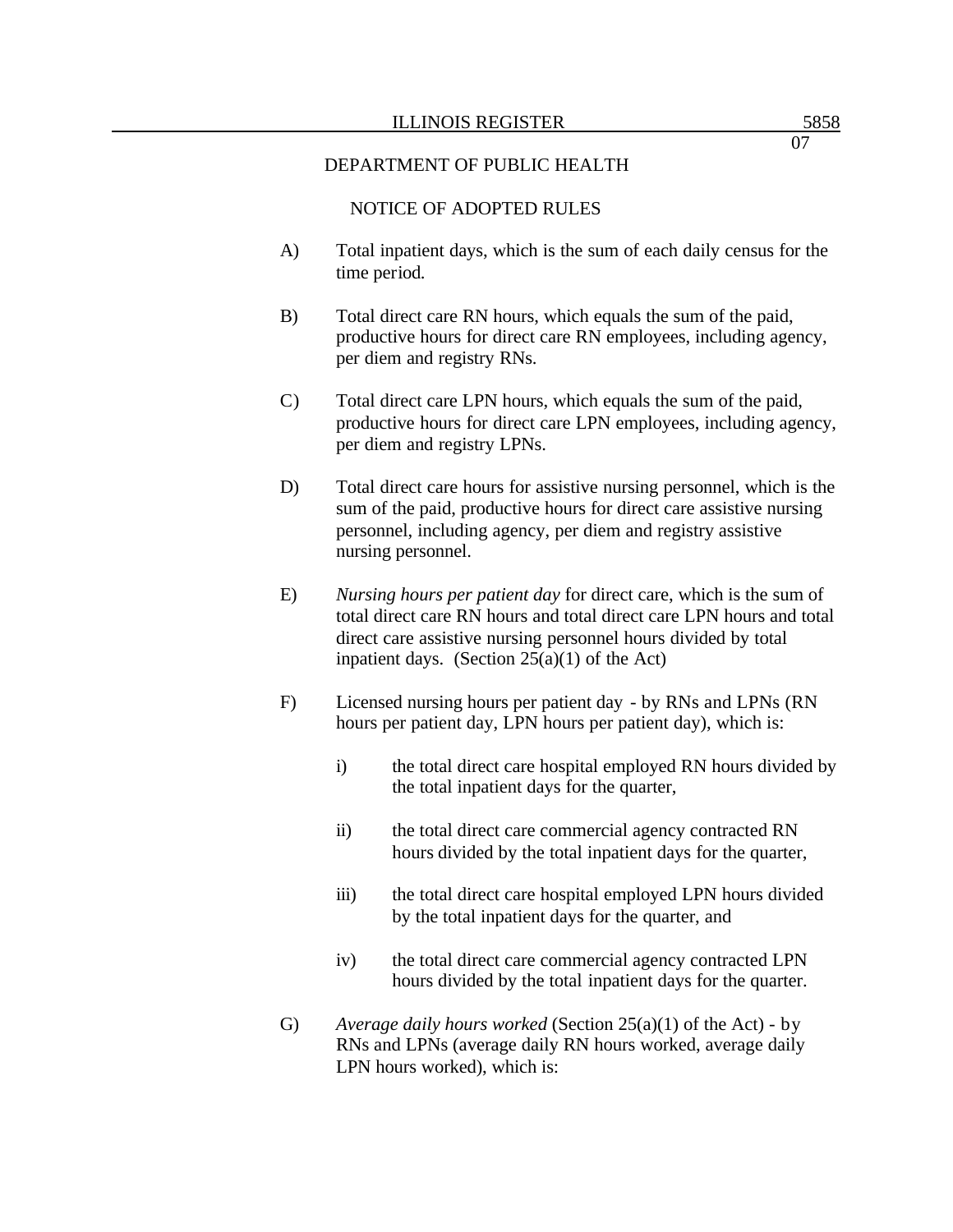DEPARTMENT OF PUBLIC HEALTH

NOTICE OF ADOPTED RULES

A) Total inpatient days, which is the sum of each daily census for the time period.

B) Total direct care RN hours, which equals the sum of the paid, productive hours for direct care RN employees, including agency, per diem and registry RNs.

C) Total direct care LPN hours, which equals the sum of the paid, productive hours for direct care LPN employees, including agency, per diem and registry LPNs.

D) Total direct care hours for assistive nursing personnel, which is the sum of the paid, productive hours for direct care assistive nursing personnel, including agency, per diem and registry assistive nursing personnel.

E) *Nursing hours per patient day* for direct care, which is the sum of total direct care RN hours and total direct care LPN hours and total direct care assistive nursing personnel hours divided by total inpatient days. (Section 25(a)(1) of the Act)

F) Licensed nursing hours per patient day - by RNs and LPNs (RN hours per patient day, LPN hours per patient day), which is:

   i) the total direct care hospital employed RN hours divided by the total inpatient days for the quarter,

   ii) the total direct care commercial agency contracted RN hours divided by the total inpatient days for the quarter,

   iii) the total direct care hospital employed LPN hours divided by the total inpatient days for the quarter, and

   iv) the total direct care commercial agency contracted LPN hours divided by the total inpatient days for the quarter.

G) *Average daily hours worked* (Section 25(a)(1) of the Act) - by RNs and LPNs (average daily RN hours worked, average daily LPN hours worked), which is: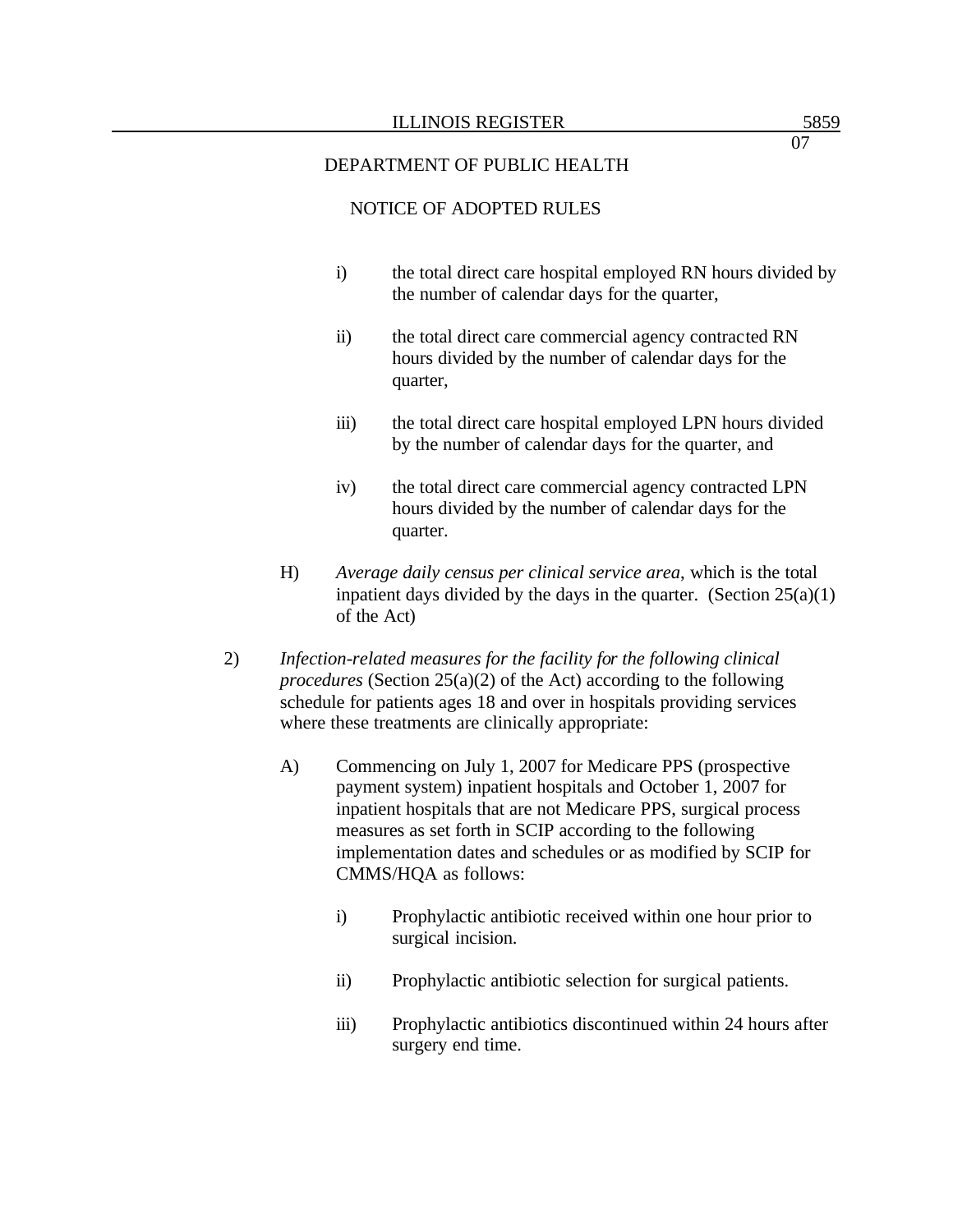DEPARTMENT OF PUBLIC HEALTH

NOTICE OF ADOPTED RULES

i) the total direct care hospital employed RN hours divided by the number of calendar days for the quarter,

ii) the total direct care commercial agency contracted RN hours divided by the number of calendar days for the quarter,

iii) the total direct care hospital employed LPN hours divided by the number of calendar days for the quarter, and

iv) the total direct care commercial agency contracted LPN hours divided by the number of calendar days for the quarter.

H) *Average daily census per clinical service area*, which is the total inpatient days divided by the days in the quarter. (Section 25(a)(1) of the Act)

2) *Infection-related measures for the facility for the following clinical procedures* (Section 25(a)(2) of the Act) according to the following schedule for patients ages 18 and over in hospitals providing services where these treatments are clinically appropriate:

A) Commencing on July 1, 2007 for Medicare PPS (prospective payment system) inpatient hospitals and October 1, 2007 for inpatient hospitals that are not Medicare PPS, surgical process measures as set forth in SCIP according to the following implementation dates and schedules or as modified by SCIP for CMMS/HQA as follows:

i) Prophylactic antibiotic received within one hour prior to surgical incision.

ii) Prophylactic antibiotic selection for surgical patients.

iii) Prophylactic antibiotics discontinued within 24 hours after surgery end time.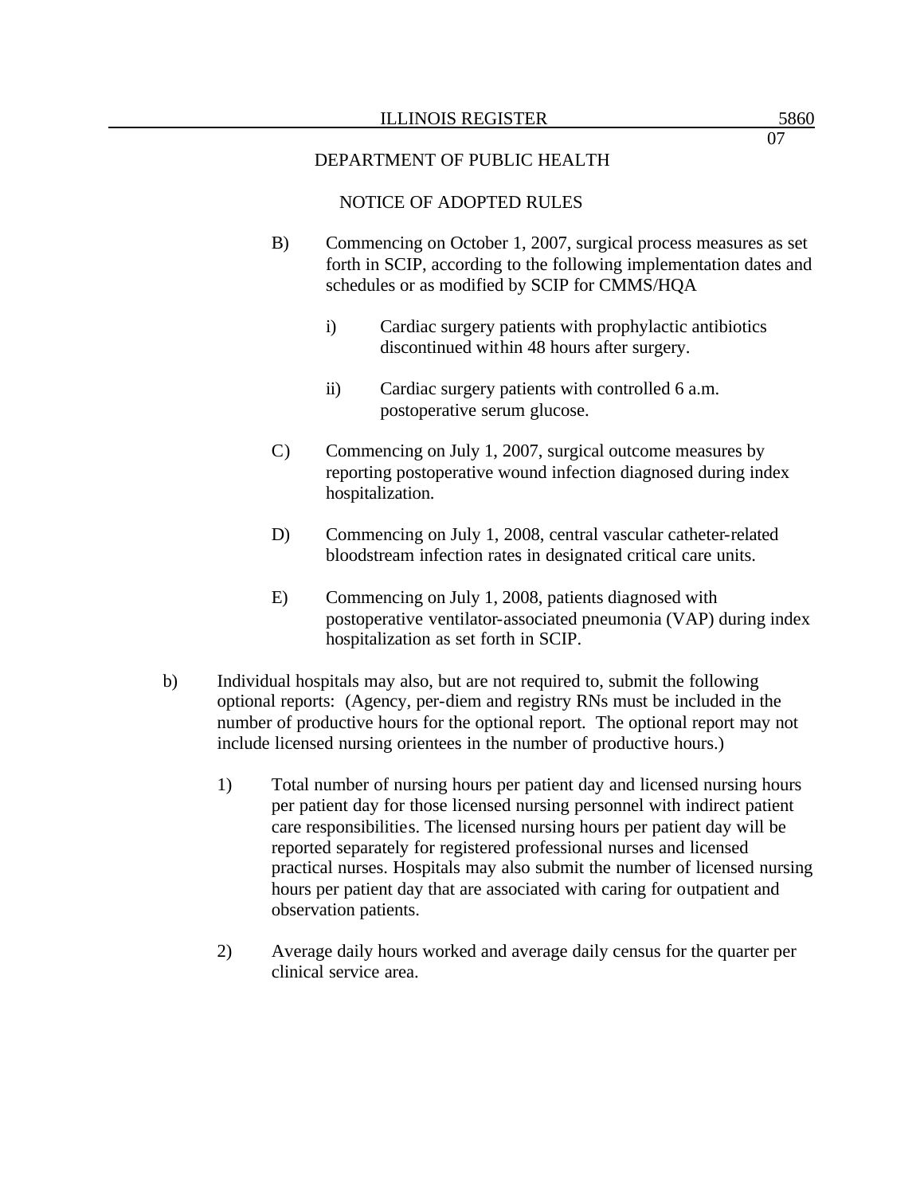DEPARTMENT OF PUBLIC HEALTH

NOTICE OF ADOPTED RULES

B) Commencing on October 1, 2007, surgical process measures as set forth in SCIP, according to the following implementation dates and schedules or as modified by SCIP for CMMS/HQA

i) Cardiac surgery patients with prophylactic antibiotics discontinued within 48 hours after surgery.

ii) Cardiac surgery patients with controlled 6 a.m. postoperative serum glucose.

C) Commencing on July 1, 2007, surgical outcome measures by reporting postoperative wound infection diagnosed during index hospitalization.

D) Commencing on July 1, 2008, central vascular catheter-related bloodstream infection rates in designated critical care units.

E) Commencing on July 1, 2008, patients diagnosed with postoperative ventilator-associated pneumonia (VAP) during index hospitalization as set forth in SCIP.

b) Individual hospitals may also, but are not required to, submit the following optional reports: (Agency, per-diem and registry RNs must be included in the number of productive hours for the optional report. The optional report may not include licensed nursing orientees in the number of productive hours.)

1) Total number of nursing hours per patient day and licensed nursing hours per patient day for those licensed nursing personnel with indirect patient care responsibilities. The licensed nursing hours per patient day will be reported separately for registered professional nurses and licensed practical nurses. Hospitals may also submit the number of licensed nursing hours per patient day that are associated with caring for outpatient and observation patients.

2) Average daily hours worked and average daily census for the quarter per clinical service area.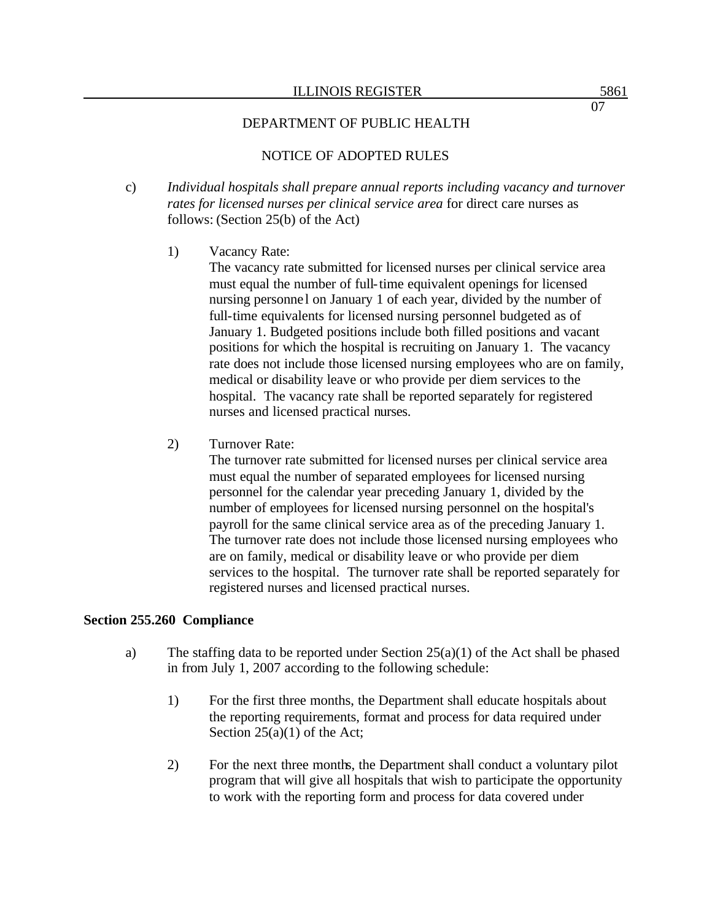DEPARTMENT OF PUBLIC HEALTH

NOTICE OF ADOPTED RULES

c) *Individual hospitals shall prepare annual reports including vacancy and turnover rates for licensed nurses per clinical service area* for direct care nurses as follows: (Section 25(b) of the Act)

1) Vacancy Rate:
The vacancy rate submitted for licensed nurses per clinical service area must equal the number of full-time equivalent openings for licensed nursing personnel on January 1 of each year, divided by the number of full-time equivalents for licensed nursing personnel budgeted as of January 1. Budgeted positions include both filled positions and vacant positions for which the hospital is recruiting on January 1. The vacancy rate does not include those licensed nursing employees who are on family, medical or disability leave or who provide per diem services to the hospital. The vacancy rate shall be reported separately for registered nurses and licensed practical nurses.

2) Turnover Rate:
The turnover rate submitted for licensed nurses per clinical service area must equal the number of separated employees for licensed nursing personnel for the calendar year preceding January 1, divided by the number of employees for licensed nursing personnel on the hospital's payroll for the same clinical service area as of the preceding January 1. The turnover rate does not include those licensed nursing employees who are on family, medical or disability leave or who provide per diem services to the hospital. The turnover rate shall be reported separately for registered nurses and licensed practical nurses.

**Section 255.260 Compliance**

a) The staffing data to be reported under Section 25(a)(1) of the Act shall be phased in from July 1, 2007 according to the following schedule:

1) For the first three months, the Department shall educate hospitals about the reporting requirements, format and process for data required under Section 25(a)(1) of the Act;

2) For the next three months, the Department shall conduct a voluntary pilot program that will give all hospitals that wish to participate the opportunity to work with the reporting form and process for data covered under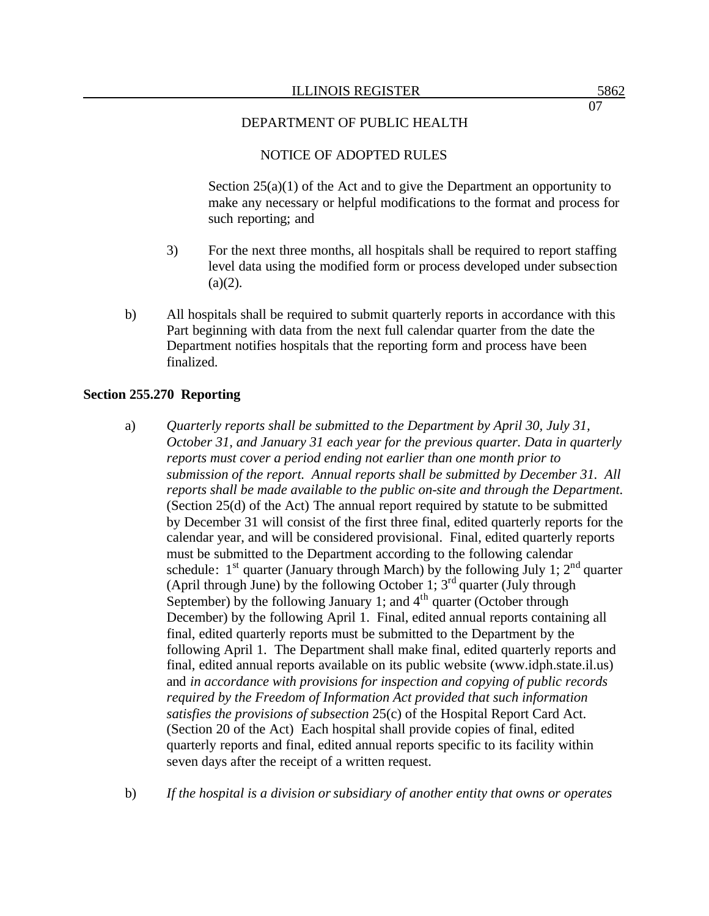Section 25(a)(1) of the Act and to give the Department an opportunity to make any necessary or helpful modifications to the format and process for such reporting; and

3) For the next three months, all hospitals shall be required to report staffing level data using the modified form or process developed under subsection (a)(2).

b) All hospitals shall be required to submit quarterly reports in accordance with this Part beginning with data from the next full calendar quarter from the date the Department notifies hospitals that the reporting form and process have been finalized.

**Section 255.270 Reporting**

a) *Quarterly reports shall be submitted to the Department by April 30, July 31, October 31, and January 31 each year for the previous quarter. Data in quarterly reports must cover a period ending not earlier than one month prior to submission of the report. Annual reports shall be submitted by December 31. All reports shall be made available to the public on-site and through the Department.* (Section 25(d) of the Act) The annual report required by statute to be submitted by December 31 will consist of the first three final, edited quarterly reports for the calendar year, and will be considered provisional. Final, edited quarterly reports must be submitted to the Department according to the following calendar schedule: 1st quarter (January through March) by the following July 1; 2nd quarter (April through June) by the following October 1; 3rd quarter (July through September) by the following January 1; and 4th quarter (October through December) by the following April 1. Final, edited annual reports containing all final, edited quarterly reports must be submitted to the Department by the following April 1. The Department shall make final, edited quarterly reports and final, edited annual reports available on its public website (www.idph.state.il.us) and *in accordance with provisions for inspection and copying of public records required by the Freedom of Information Act provided that such information satisfies the provisions of subsection* 25(c) of the Hospital Report Card Act. (Section 20 of the Act) Each hospital shall provide copies of final, edited quarterly reports and final, edited annual reports specific to its facility within seven days after the receipt of a written request.

b) *If the hospital is a division or subsidiary of another entity that owns or operates*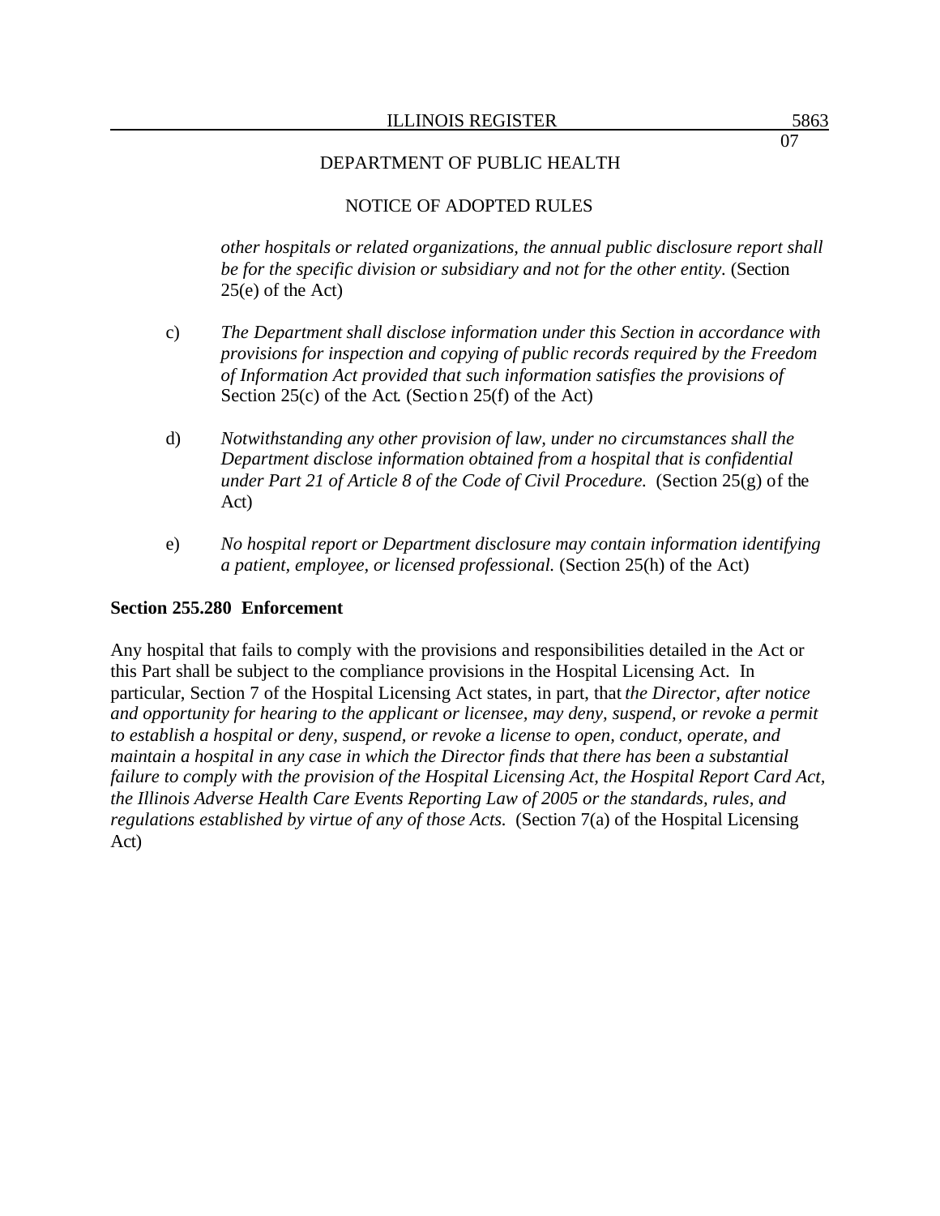*other hospitals or related organizations, the annual public disclosure report shall be for the specific division or subsidiary and not for the other entity.* (Section 25(e) of the Act)

c) *The Department shall disclose information under this Section in accordance with provisions for inspection and copying of public records required by the Freedom of Information Act provided that such information satisfies the provisions of* Section 25(c) of the Act. (Section 25(f) of the Act)

d) *Notwithstanding any other provision of law, under no circumstances shall the Department disclose information obtained from a hospital that is confidential under Part 21 of Article 8 of the Code of Civil Procedure.* (Section 25(g) of the Act)

e) *No hospital report or Department disclosure may contain information identifying a patient, employee, or licensed professional.* (Section 25(h) of the Act)

**Section 255.280 Enforcement**

Any hospital that fails to comply with the provisions and responsibilities detailed in the Act or this Part shall be subject to the compliance provisions in the Hospital Licensing Act. In particular, Section 7 of the Hospital Licensing Act states, in part, that *the Director, after notice and opportunity for hearing to the applicant or licensee, may deny, suspend, or revoke a permit to establish a hospital or deny, suspend, or revoke a license to open, conduct, operate, and maintain a hospital in any case in which the Director finds that there has been a substantial failure to comply with the provision of the Hospital Licensing Act, the Hospital Report Card Act, the Illinois Adverse Health Care Events Reporting Law of 2005 or the standards, rules, and regulations established by virtue of any of those Acts.* (Section 7(a) of the Hospital Licensing Act)